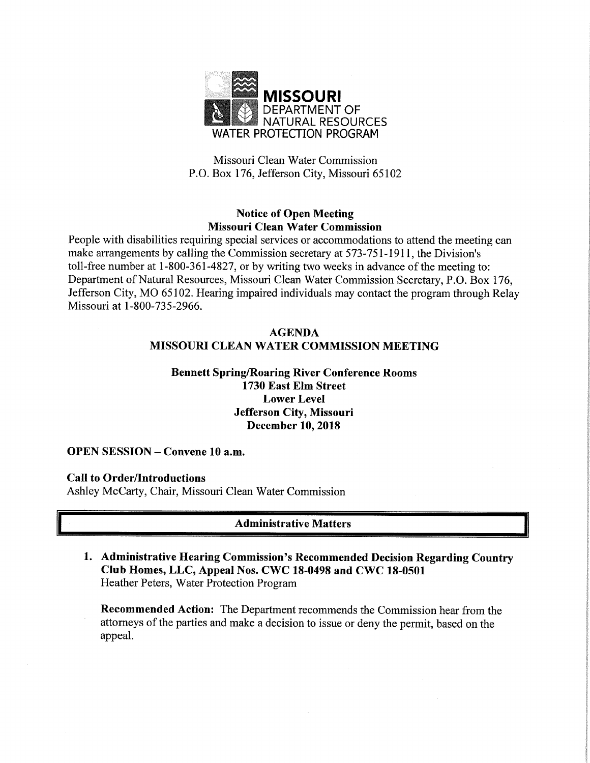**MISSOURI**
DEPARTMENT OF
NATURAL RESOURCES
WATER PROTECTION PROGRAM

Missouri Clean Water Commission
P.O. Box 176, Jefferson City, Missouri 65102

## Notice of Open Meeting
## Missouri Clean Water Commission

People with disabilities requiring special services or accommodations to attend the meeting can make arrangements by calling the Commission secretary at 573-751-1911, the Division's toll-free number at 1-800-361-4827, or by writing two weeks in advance of the meeting to: Department of Natural Resources, Missouri Clean Water Commission Secretary, P.O. Box 176, Jefferson City, MO 65102. Hearing impaired individuals may contact the program through Relay Missouri at 1-800-735-2966.

## AGENDA
## MISSOURI CLEAN WATER COMMISSION MEETING

**Bennett Spring/Roaring River Conference Rooms**
**1730 East Elm Street**
**Lower Level**
**Jefferson City, Missouri**
**December 10, 2018**

**OPEN SESSION – Convene 10 a.m.**

**Call to Order/Introductions**
Ashley McCarty, Chair, Missouri Clean Water Commission

### Administrative Matters

1. **Administrative Hearing Commission's Recommended Decision Regarding Country Club Homes, LLC, Appeal Nos. CWC 18-0498 and CWC 18-0501**
   Heather Peters, Water Protection Program

   **Recommended Action:** The Department recommends the Commission hear from the attorneys of the parties and make a decision to issue or deny the permit, based on the appeal.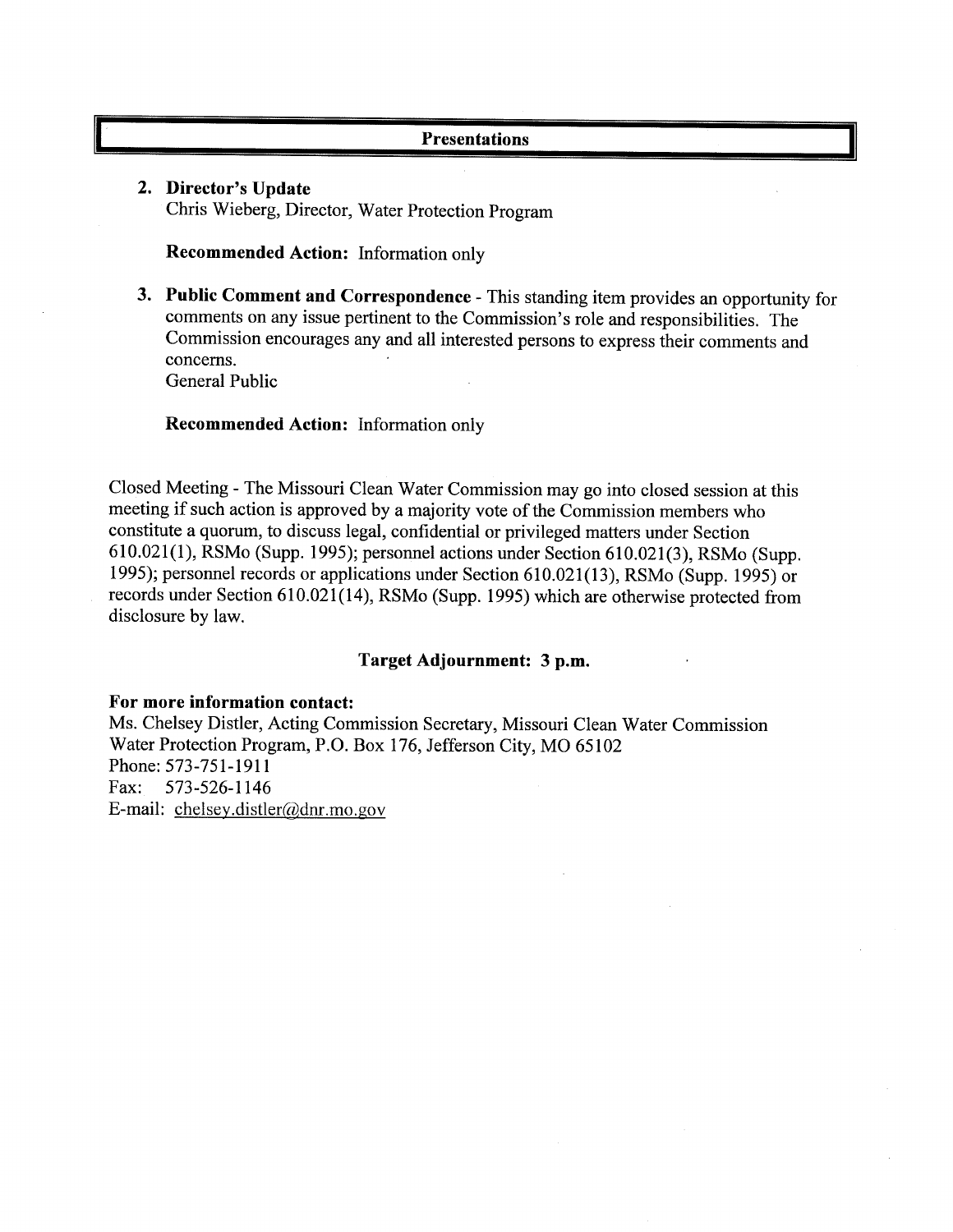## Presentations

**2. Director's Update**
Chris Wieberg, Director, Water Protection Program

**Recommended Action:** Information only

**3. Public Comment and Correspondence** - This standing item provides an opportunity for comments on any issue pertinent to the Commission's role and responsibilities. The Commission encourages any and all interested persons to express their comments and concerns.
General Public

**Recommended Action:** Information only

Closed Meeting - The Missouri Clean Water Commission may go into closed session at this meeting if such action is approved by a majority vote of the Commission members who constitute a quorum, to discuss legal, confidential or privileged matters under Section 610.021(1), RSMo (Supp. 1995); personnel actions under Section 610.021(3), RSMo (Supp. 1995); personnel records or applications under Section 610.021(13), RSMo (Supp. 1995) or records under Section 610.021(14), RSMo (Supp. 1995) which are otherwise protected from disclosure by law.

**Target Adjournment: 3 p.m.**

**For more information contact:**
Ms. Chelsey Distler, Acting Commission Secretary, Missouri Clean Water Commission
Water Protection Program, P.O. Box 176, Jefferson City, MO 65102
Phone: 573-751-1911
Fax: 573-526-1146
E-mail: chelsey.distler@dnr.mo.gov